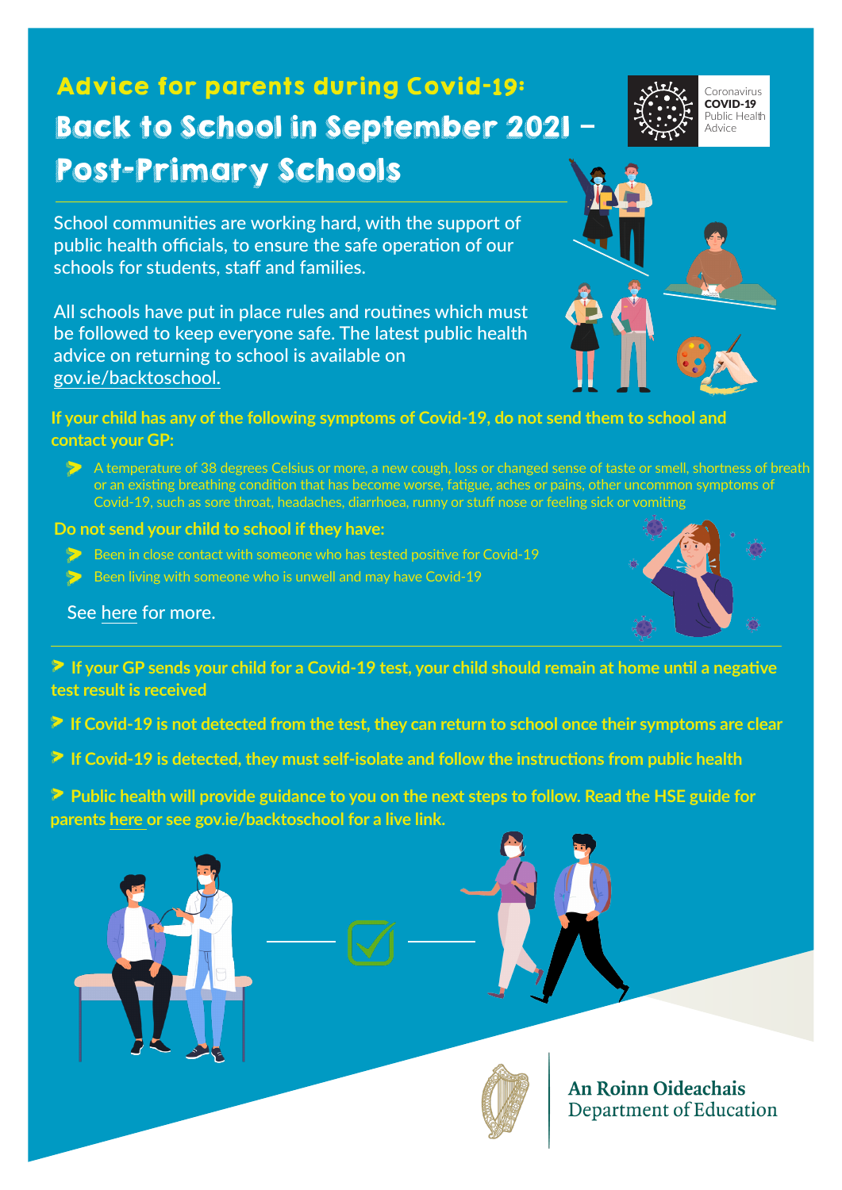# Advice for parents during Covid-19: Back to School in September 2021 – Post-Primary Schools

Coronavirus **COVID-19** Public Health Advice

School communities are working hard, with the support of public health officials, to ensure the safe operation of our schools for students, staff and families.

All schools have put in place rules and routines which must be followed to keep everyone safe. The latest public health advice on returning to school is available on gov.ie/backtoschool.

**If your child has any of the following symptoms of Covid-19, do not send them to school and contact your GP:**

- A temperature of 38 degrees Celsius or more, a new cough, loss or changed sense of taste or smell, shortness of breath or an existing breathing condition that has become worse, fatigue, aches or pains, other uncommon symptoms of Covid-19, such as sore throat, headaches, diarrhoea, runny or stuff nose or feeling sick or vomiting

**Do not send your child to school if they have:**

- Been in close contact with someone who has tested positive for Covid-19
- Been living with someone who is unwell and may have Covid-19

See here for more.

- **If your GP sends your child for a Covid-19 test, your child should remain at home until a negative test result is received**
- **If Covid-19 is not detected from the test, they can return to school once their symptoms are clear**
- **If Covid-19 is detected, they must self-isolate and follow the instructions from public health**
- **Public health will provide guidance to you on the next steps to follow. Read the HSE guide for parents here or see gov.ie/backtoschool for a live link.**

An Roinn Oideachais
Department of Education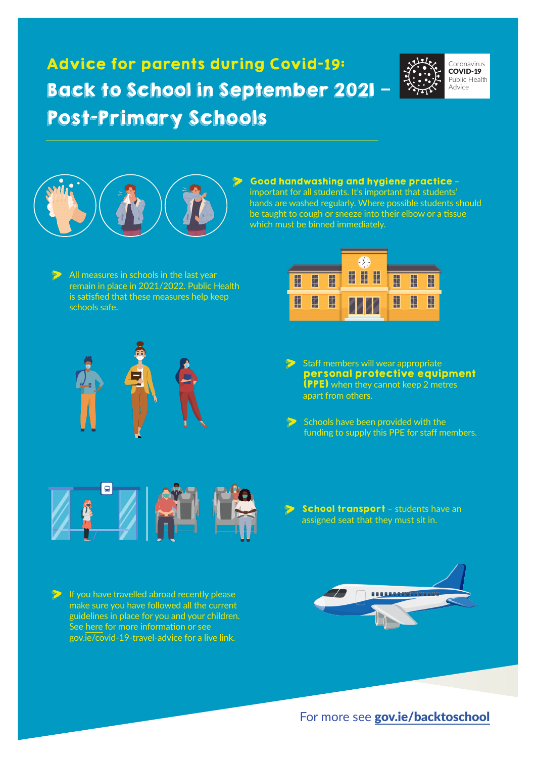# Advice for parents during Covid-19: Back to School in September 2021 – Post-Primary Schools

Coronavirus
**COVID-19**
Public Health
Advice

- **Good handwashing and hygiene practice** – important for all students. It's important that students' hands are washed regularly. Where possible students should be taught to cough or sneeze into their elbow or a tissue which must be binned immediately.

- All measures in schools in the last year remain in place in 2021/2022. Public Health is satisfied that these measures help keep schools safe.

- Staff members will wear appropriate **personal protective equipment (PPE)** when they cannot keep 2 metres apart from others.

- Schools have been provided with the funding to supply this PPE for staff members.

- **School transport** – students have an assigned seat that they must sit in.

- If you have travelled abroad recently please make sure you have followed all the current guidelines in place for you and your children. See here for more information or see gov.ie/covid-19-travel-advice for a live link.

For more see **gov.ie/backtoschool**